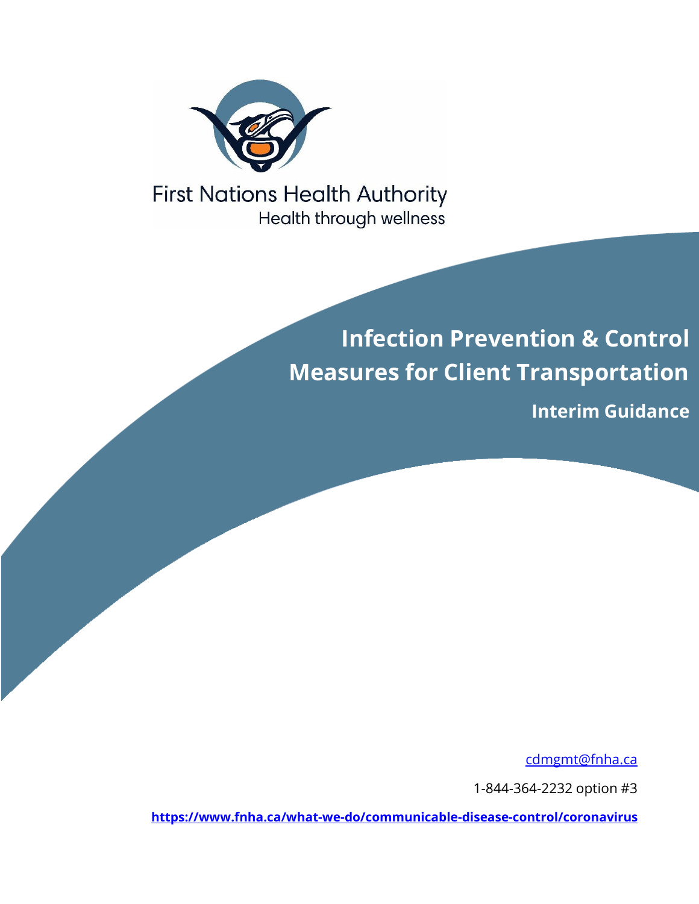First Nations Health Authority
Health through wellness

# Infection Prevention & Control Measures for Client Transportation

## Interim Guidance

cdmgmt@fnha.ca

1-844-364-2232 option #3

**https://www.fnha.ca/what-we-do/communicable-disease-control/coronavirus**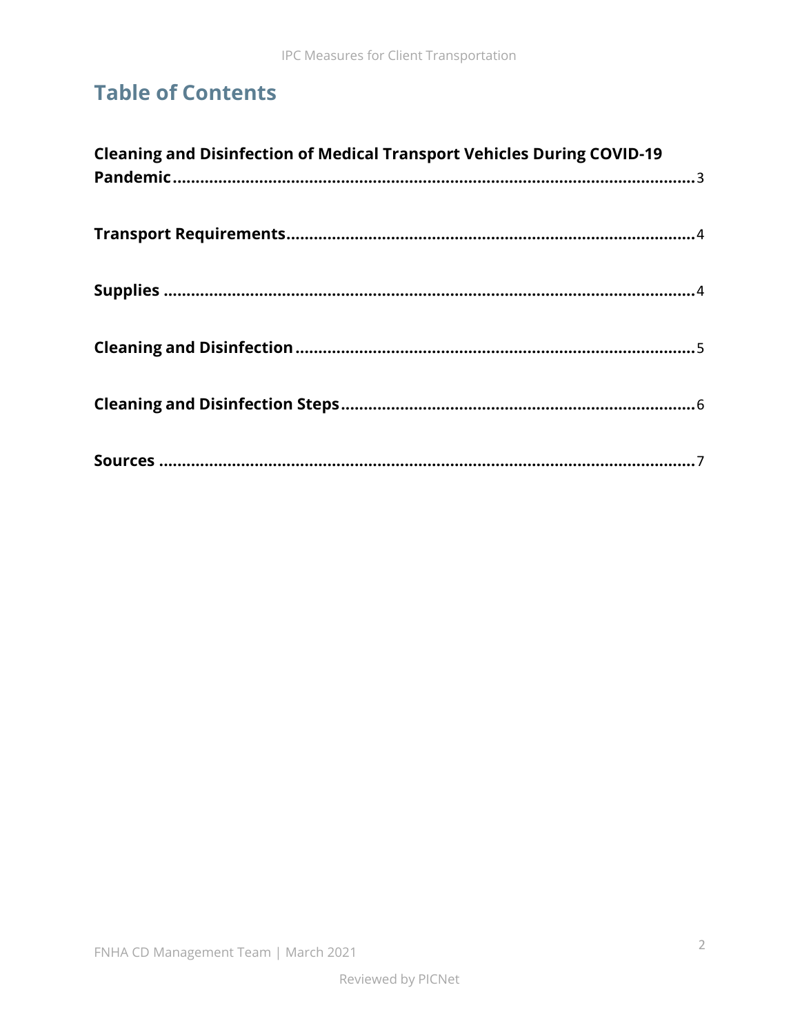## Table of Contents

**Cleaning and Disinfection of Medical Transport Vehicles During COVID-19 Pandemic** ........ 3

**Transport Requirements** ........ 4

**Supplies** ........ 4

**Cleaning and Disinfection** ........ 5

**Cleaning and Disinfection Steps** ........ 6

**Sources** ........ 7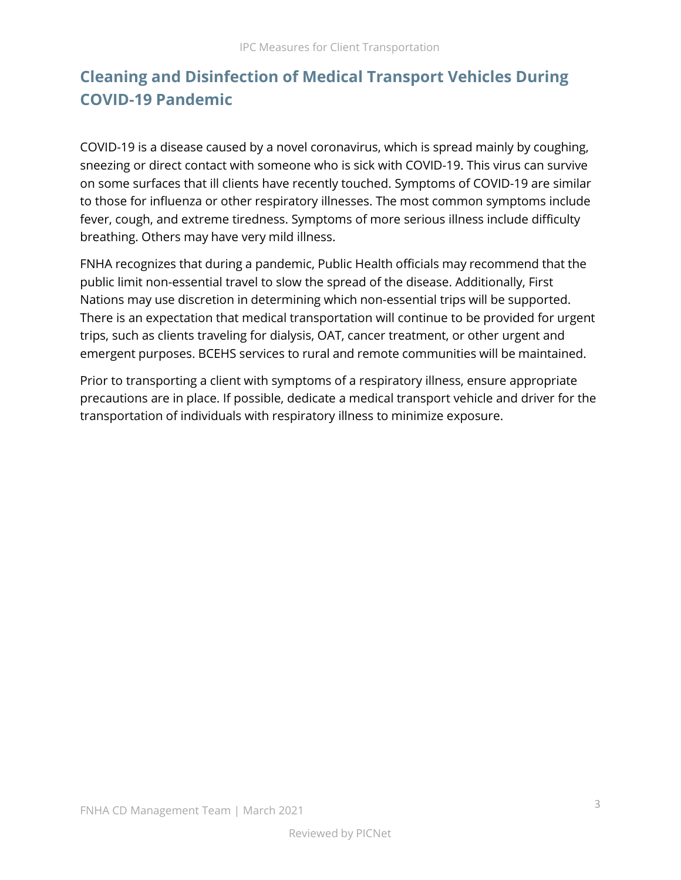## Cleaning and Disinfection of Medical Transport Vehicles During COVID-19 Pandemic

COVID-19 is a disease caused by a novel coronavirus, which is spread mainly by coughing, sneezing or direct contact with someone who is sick with COVID-19. This virus can survive on some surfaces that ill clients have recently touched. Symptoms of COVID-19 are similar to those for influenza or other respiratory illnesses. The most common symptoms include fever, cough, and extreme tiredness. Symptoms of more serious illness include difficulty breathing. Others may have very mild illness.

FNHA recognizes that during a pandemic, Public Health officials may recommend that the public limit non-essential travel to slow the spread of the disease. Additionally, First Nations may use discretion in determining which non-essential trips will be supported. There is an expectation that medical transportation will continue to be provided for urgent trips, such as clients traveling for dialysis, OAT, cancer treatment, or other urgent and emergent purposes. BCEHS services to rural and remote communities will be maintained.

Prior to transporting a client with symptoms of a respiratory illness, ensure appropriate precautions are in place. If possible, dedicate a medical transport vehicle and driver for the transportation of individuals with respiratory illness to minimize exposure.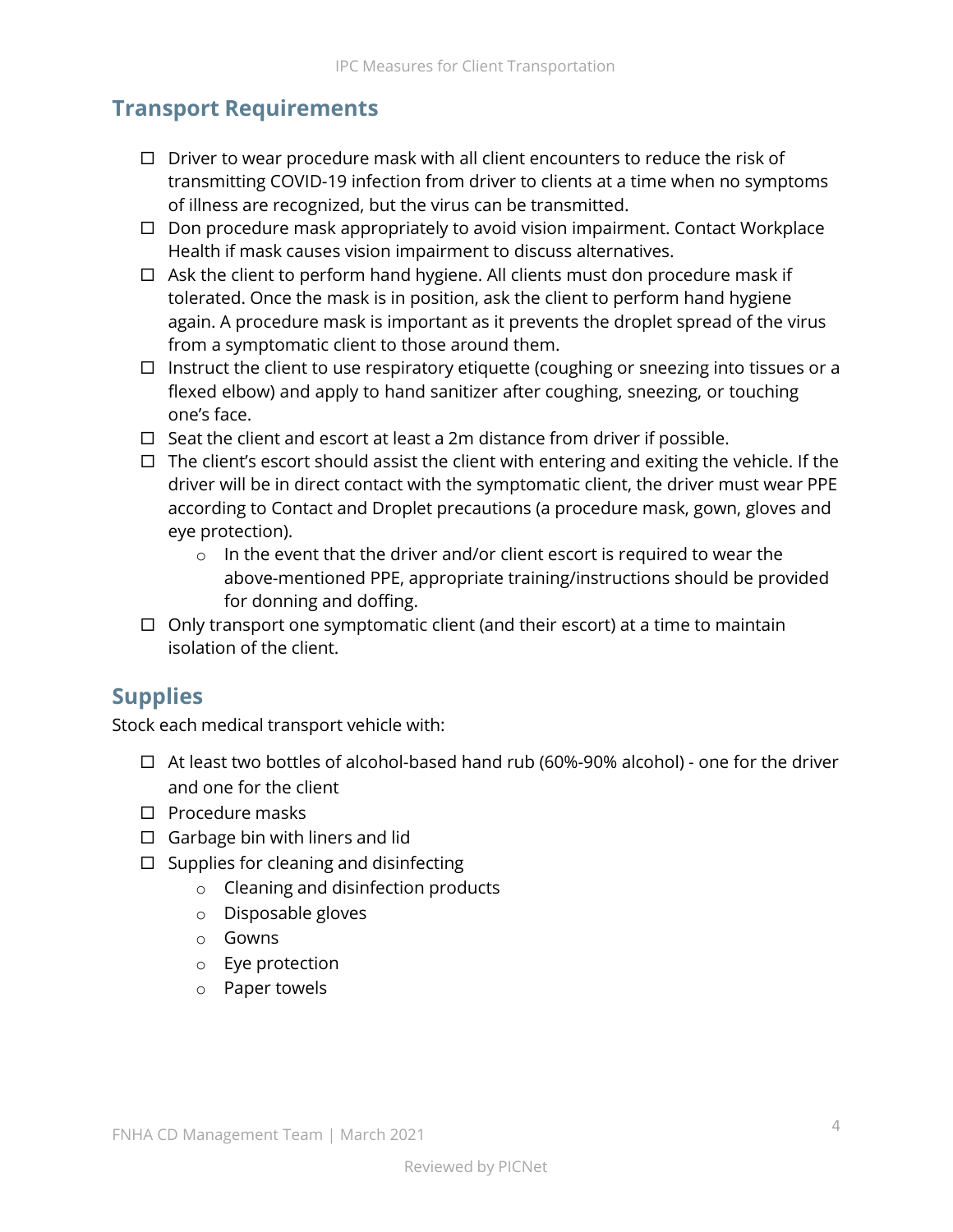## Transport Requirements

- ☐ Driver to wear procedure mask with all client encounters to reduce the risk of transmitting COVID-19 infection from driver to clients at a time when no symptoms of illness are recognized, but the virus can be transmitted.
- ☐ Don procedure mask appropriately to avoid vision impairment. Contact Workplace Health if mask causes vision impairment to discuss alternatives.
- ☐ Ask the client to perform hand hygiene. All clients must don procedure mask if tolerated. Once the mask is in position, ask the client to perform hand hygiene again. A procedure mask is important as it prevents the droplet spread of the virus from a symptomatic client to those around them.
- ☐ Instruct the client to use respiratory etiquette (coughing or sneezing into tissues or a flexed elbow) and apply to hand sanitizer after coughing, sneezing, or touching one's face.
- ☐ Seat the client and escort at least a 2m distance from driver if possible.
- ☐ The client's escort should assist the client with entering and exiting the vehicle. If the driver will be in direct contact with the symptomatic client, the driver must wear PPE according to Contact and Droplet precautions (a procedure mask, gown, gloves and eye protection).
  - In the event that the driver and/or client escort is required to wear the above-mentioned PPE, appropriate training/instructions should be provided for donning and doffing.
- ☐ Only transport one symptomatic client (and their escort) at a time to maintain isolation of the client.

## Supplies

Stock each medical transport vehicle with:

- ☐ At least two bottles of alcohol-based hand rub (60%-90% alcohol) - one for the driver and one for the client
- ☐ Procedure masks
- ☐ Garbage bin with liners and lid
- ☐ Supplies for cleaning and disinfecting
  - Cleaning and disinfection products
  - Disposable gloves
  - Gowns
  - Eye protection
  - Paper towels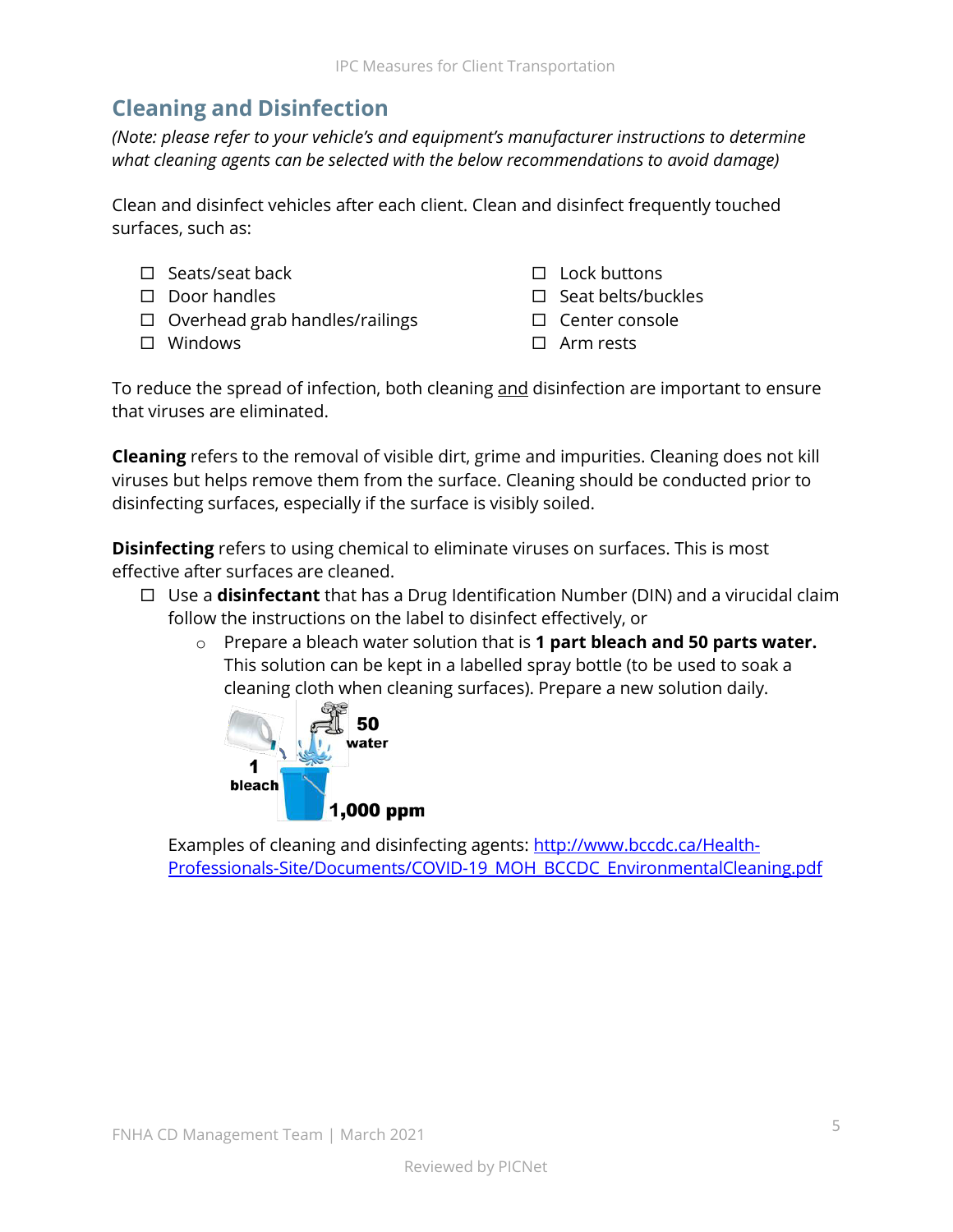## Cleaning and Disinfection

*(Note: please refer to your vehicle's and equipment's manufacturer instructions to determine what cleaning agents can be selected with the below recommendations to avoid damage)*

Clean and disinfect vehicles after each client. Clean and disinfect frequently touched surfaces, such as:

- ☐ Seats/seat back
- ☐ Door handles
- ☐ Overhead grab handles/railings
- ☐ Windows
- ☐ Lock buttons
- ☐ Seat belts/buckles
- ☐ Center console
- ☐ Arm rests

To reduce the spread of infection, both cleaning <u>and</u> disinfection are important to ensure that viruses are eliminated.

**Cleaning** refers to the removal of visible dirt, grime and impurities. Cleaning does not kill viruses but helps remove them from the surface. Cleaning should be conducted prior to disinfecting surfaces, especially if the surface is visibly soiled.

**Disinfecting** refers to using chemical to eliminate viruses on surfaces. This is most effective after surfaces are cleaned.

- ☐ Use a **disinfectant** that has a Drug Identification Number (DIN) and a virucidal claim follow the instructions on the label to disinfect effectively, or
    - Prepare a bleach water solution that is **1 part bleach and 50 parts water.** This solution can be kept in a labelled spray bottle (to be used to soak a cleaning cloth when cleaning surfaces). Prepare a new solution daily.

**1 bleach** **50 water** **1,000 ppm**

Examples of cleaning and disinfecting agents: [http://www.bccdc.ca/Health-Professionals-Site/Documents/COVID-19_MOH_BCCDC_EnvironmentalCleaning.pdf](http://www.bccdc.ca/Health-Professionals-Site/Documents/COVID-19_MOH_BCCDC_EnvironmentalCleaning.pdf)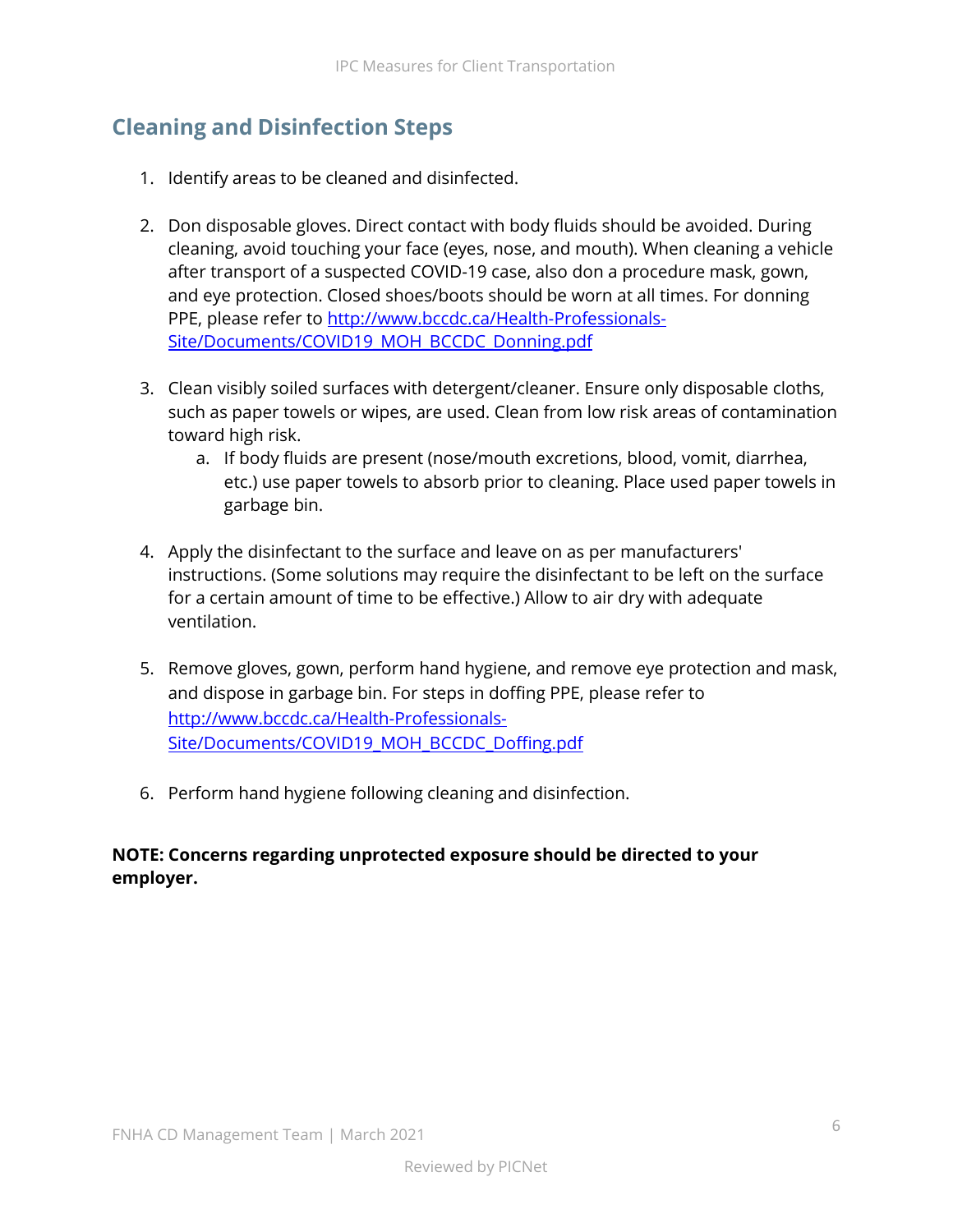## Cleaning and Disinfection Steps

1. Identify areas to be cleaned and disinfected.

2. Don disposable gloves. Direct contact with body fluids should be avoided. During cleaning, avoid touching your face (eyes, nose, and mouth). When cleaning a vehicle after transport of a suspected COVID-19 case, also don a procedure mask, gown, and eye protection. Closed shoes/boots should be worn at all times. For donning PPE, please refer to [http://www.bccdc.ca/Health-Professionals-Site/Documents/COVID19_MOH_BCCDC_Donning.pdf](http://www.bccdc.ca/Health-Professionals-Site/Documents/COVID19_MOH_BCCDC_Donning.pdf)

3. Clean visibly soiled surfaces with detergent/cleaner. Ensure only disposable cloths, such as paper towels or wipes, are used. Clean from low risk areas of contamination toward high risk.
   a. If body fluids are present (nose/mouth excretions, blood, vomit, diarrhea, etc.) use paper towels to absorb prior to cleaning. Place used paper towels in garbage bin.

4. Apply the disinfectant to the surface and leave on as per manufacturers' instructions. (Some solutions may require the disinfectant to be left on the surface for a certain amount of time to be effective.) Allow to air dry with adequate ventilation.

5. Remove gloves, gown, perform hand hygiene, and remove eye protection and mask, and dispose in garbage bin. For steps in doffing PPE, please refer to [http://www.bccdc.ca/Health-Professionals-Site/Documents/COVID19_MOH_BCCDC_Doffing.pdf](http://www.bccdc.ca/Health-Professionals-Site/Documents/COVID19_MOH_BCCDC_Doffing.pdf)

6. Perform hand hygiene following cleaning and disinfection.

**NOTE: Concerns regarding unprotected exposure should be directed to your employer.**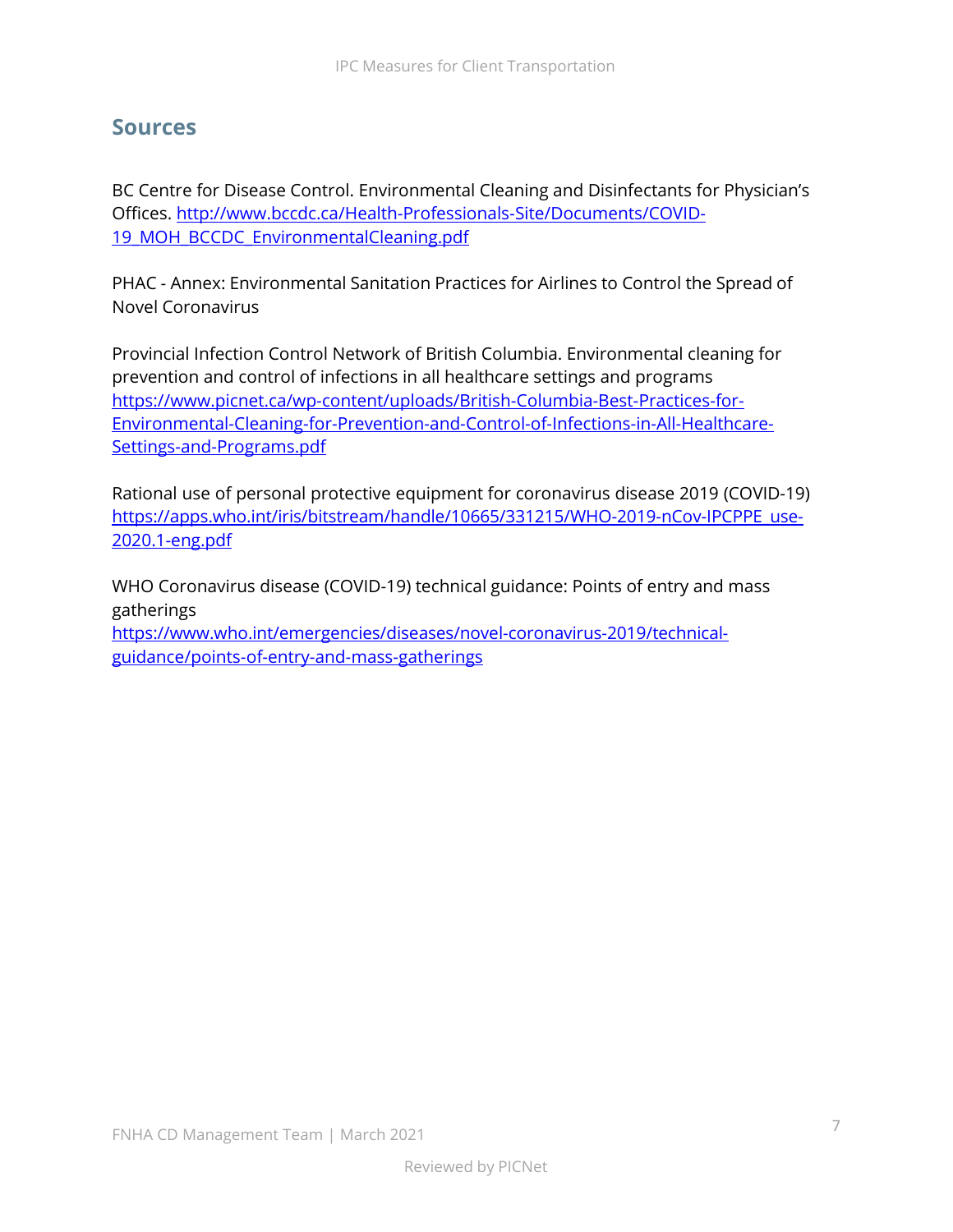## Sources

BC Centre for Disease Control. Environmental Cleaning and Disinfectants for Physician's Offices. [http://www.bccdc.ca/Health-Professionals-Site/Documents/COVID-19_MOH_BCCDC_EnvironmentalCleaning.pdf](http://www.bccdc.ca/Health-Professionals-Site/Documents/COVID-19_MOH_BCCDC_EnvironmentalCleaning.pdf)

PHAC - Annex: Environmental Sanitation Practices for Airlines to Control the Spread of Novel Coronavirus

Provincial Infection Control Network of British Columbia. Environmental cleaning for prevention and control of infections in all healthcare settings and programs [https://www.picnet.ca/wp-content/uploads/British-Columbia-Best-Practices-for-Environmental-Cleaning-for-Prevention-and-Control-of-Infections-in-All-Healthcare-Settings-and-Programs.pdf](https://www.picnet.ca/wp-content/uploads/British-Columbia-Best-Practices-for-Environmental-Cleaning-for-Prevention-and-Control-of-Infections-in-All-Healthcare-Settings-and-Programs.pdf)

Rational use of personal protective equipment for coronavirus disease 2019 (COVID-19) [https://apps.who.int/iris/bitstream/handle/10665/331215/WHO-2019-nCov-IPCPPE_use-2020.1-eng.pdf](https://apps.who.int/iris/bitstream/handle/10665/331215/WHO-2019-nCov-IPCPPE_use-2020.1-eng.pdf)

WHO Coronavirus disease (COVID-19) technical guidance: Points of entry and mass gatherings
[https://www.who.int/emergencies/diseases/novel-coronavirus-2019/technical-guidance/points-of-entry-and-mass-gatherings](https://www.who.int/emergencies/diseases/novel-coronavirus-2019/technical-guidance/points-of-entry-and-mass-gatherings)

FNHA CD Management Team | March 2021

Reviewed by PICNet